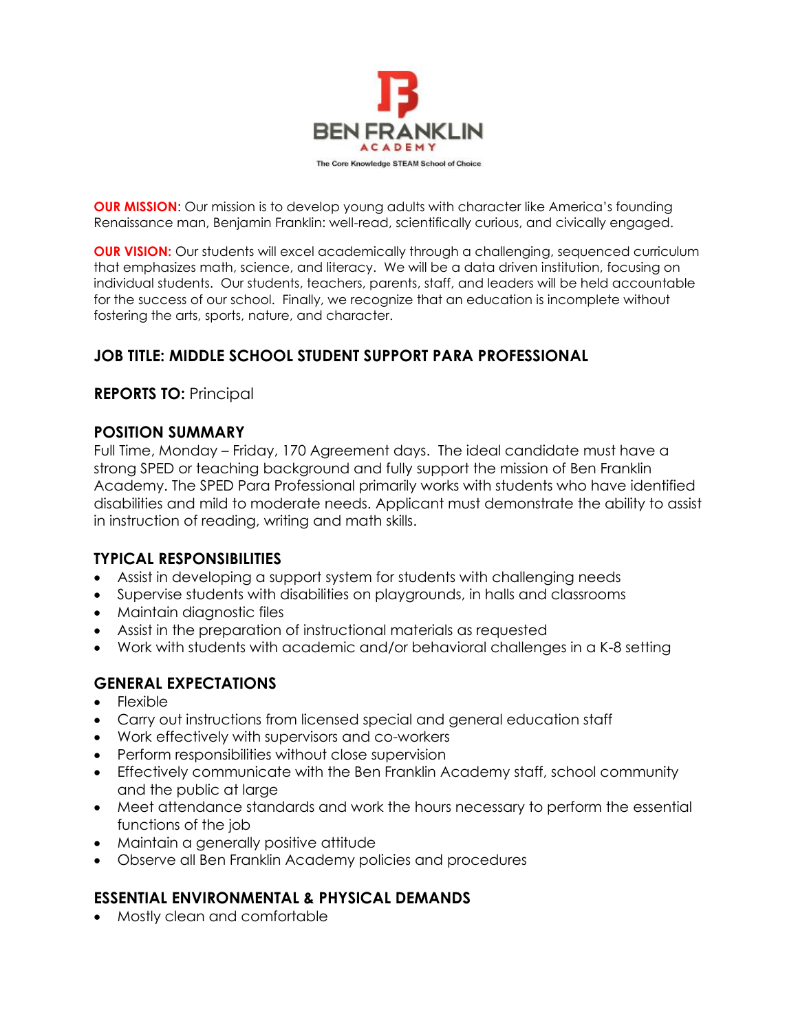BEN FRANKLIN ACADEMY

The Core Knowledge STEAM School of Choice

**OUR MISSION**: Our mission is to develop young adults with character like America's founding Renaissance man, Benjamin Franklin: well-read, scientifically curious, and civically engaged.

**OUR VISION:** Our students will excel academically through a challenging, sequenced curriculum that emphasizes math, science, and literacy. We will be a data driven institution, focusing on individual students. Our students, teachers, parents, staff, and leaders will be held accountable for the success of our school. Finally, we recognize that an education is incomplete without fostering the arts, sports, nature, and character.

## JOB TITLE: MIDDLE SCHOOL STUDENT SUPPORT PARA PROFESSIONAL

**REPORTS TO:** Principal

### POSITION SUMMARY

Full Time, Monday – Friday, 170 Agreement days. The ideal candidate must have a strong SPED or teaching background and fully support the mission of Ben Franklin Academy. The SPED Para Professional primarily works with students who have identified disabilities and mild to moderate needs. Applicant must demonstrate the ability to assist in instruction of reading, writing and math skills.

### TYPICAL RESPONSIBILITIES

- Assist in developing a support system for students with challenging needs
- Supervise students with disabilities on playgrounds, in halls and classrooms
- Maintain diagnostic files
- Assist in the preparation of instructional materials as requested
- Work with students with academic and/or behavioral challenges in a K-8 setting

### GENERAL EXPECTATIONS

- Flexible
- Carry out instructions from licensed special and general education staff
- Work effectively with supervisors and co-workers
- Perform responsibilities without close supervision
- Effectively communicate with the Ben Franklin Academy staff, school community and the public at large
- Meet attendance standards and work the hours necessary to perform the essential functions of the job
- Maintain a generally positive attitude
- Observe all Ben Franklin Academy policies and procedures

### ESSENTIAL ENVIRONMENTAL & PHYSICAL DEMANDS

- Mostly clean and comfortable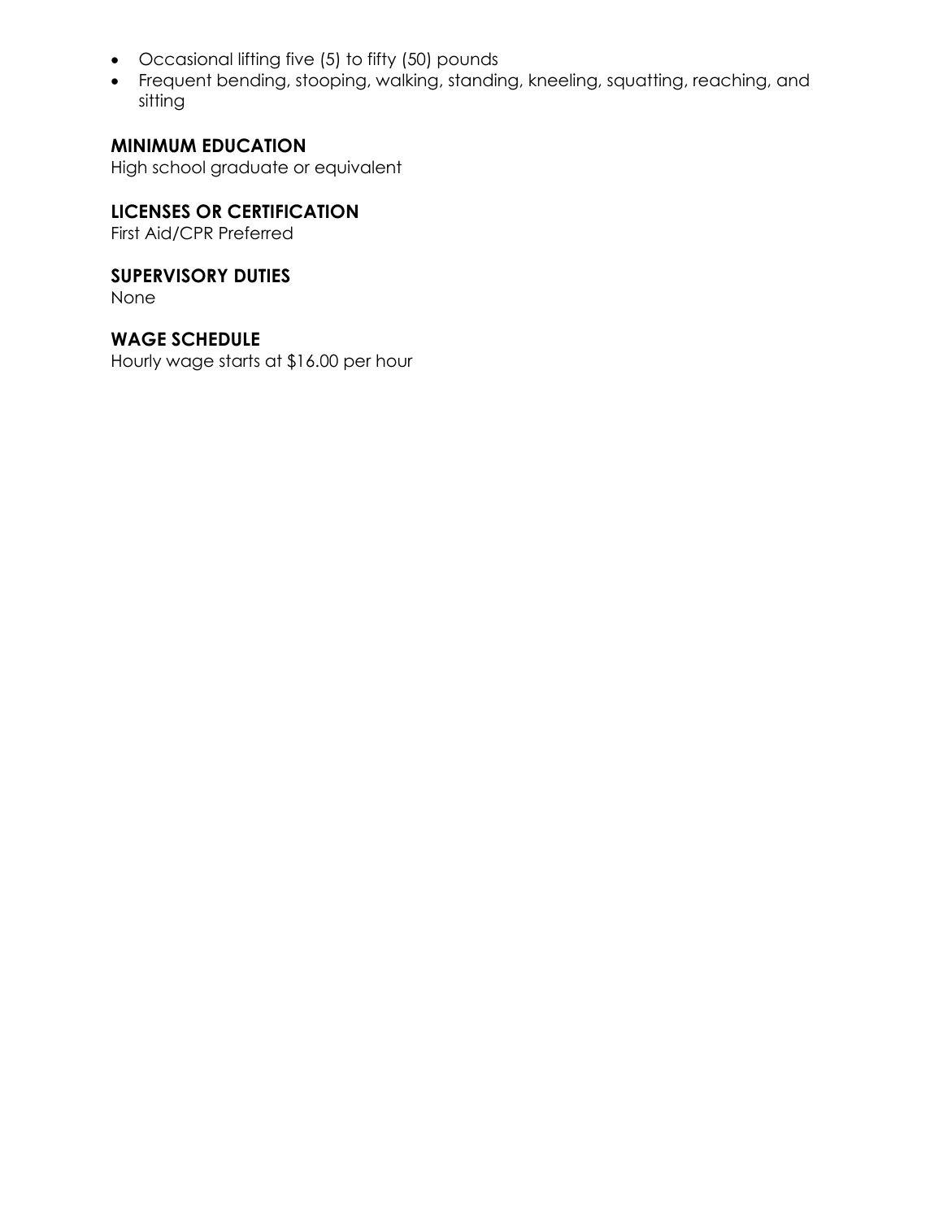- Occasional lifting five (5) to fifty (50) pounds
- Frequent bending, stooping, walking, standing, kneeling, squatting, reaching, and sitting

## MINIMUM EDUCATION

High school graduate or equivalent

## LICENSES OR CERTIFICATION

First Aid/CPR Preferred

## SUPERVISORY DUTIES

None

## WAGE SCHEDULE

Hourly wage starts at $16.00 per hour